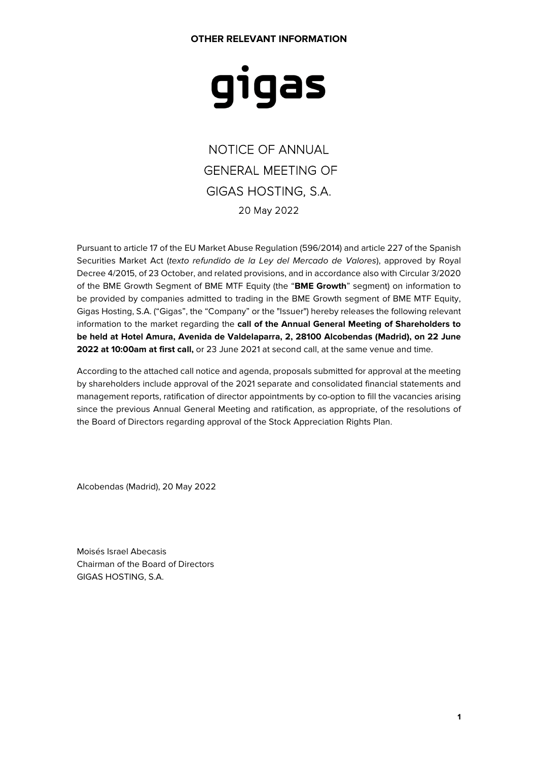**OTHER RELEVANT INFORMATION**

gigas

# NOTICE OF ANNUAL GENERAL MEETING OF GIGAS HOSTING, S.A.

20 May 2022

Pursuant to article 17 of the EU Market Abuse Regulation (596/2014) and article 227 of the Spanish Securities Market Act (*texto refundido de la Ley del Mercado de Valores*), approved by Royal Decree 4/2015, of 23 October, and related provisions, and in accordance also with Circular 3/2020 of the BME Growth Segment of BME MTF Equity (the "**BME Growth**" segment) on information to be provided by companies admitted to trading in the BME Growth segment of BME MTF Equity, Gigas Hosting, S.A. ("Gigas", the "Company" or the "Issuer") hereby releases the following relevant information to the market regarding the **call of the Annual General Meeting of Shareholders to be held at Hotel Amura, Avenida de Valdelaparra, 2, 28100 Alcobendas (Madrid), on 22 June 2022 at 10:00am at first call,** or 23 June 2021 at second call, at the same venue and time.

According to the attached call notice and agenda, proposals submitted for approval at the meeting by shareholders include approval of the 2021 separate and consolidated financial statements and management reports, ratification of director appointments by co-option to fill the vacancies arising since the previous Annual General Meeting and ratification, as appropriate, of the resolutions of the Board of Directors regarding approval of the Stock Appreciation Rights Plan.

Alcobendas (Madrid), 20 May 2022

Moisés Israel Abecasis
Chairman of the Board of Directors
GIGAS HOSTING, S.A.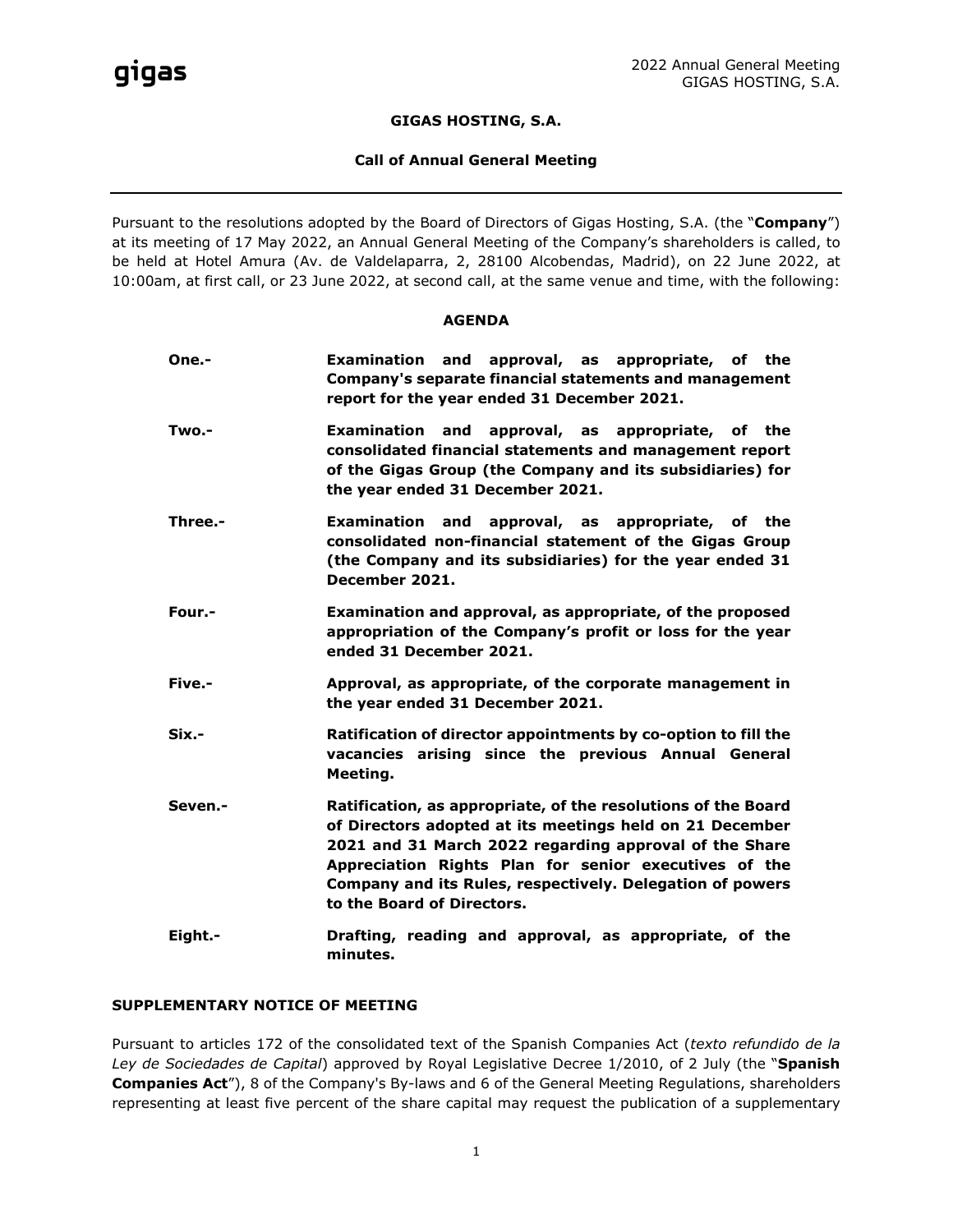**GIGAS HOSTING, S.A.**

**Call of Annual General Meeting**

---

Pursuant to the resolutions adopted by the Board of Directors of Gigas Hosting, S.A. (the "**Company**") at its meeting of 17 May 2022, an Annual General Meeting of the Company's shareholders is called, to be held at Hotel Amura (Av. de Valdelaparra, 2, 28100 Alcobendas, Madrid), on 22 June 2022, at 10:00am, at first call, or 23 June 2022, at second call, at the same venue and time, with the following:

**AGENDA**

**One.-** **Examination and approval, as appropriate, of the Company's separate financial statements and management report for the year ended 31 December 2021.**

**Two.-** **Examination and approval, as appropriate, of the consolidated financial statements and management report of the Gigas Group (the Company and its subsidiaries) for the year ended 31 December 2021.**

**Three.-** **Examination and approval, as appropriate, of the consolidated non-financial statement of the Gigas Group (the Company and its subsidiaries) for the year ended 31 December 2021.**

**Four.-** **Examination and approval, as appropriate, of the proposed appropriation of the Company's profit or loss for the year ended 31 December 2021.**

**Five.-** **Approval, as appropriate, of the corporate management in the year ended 31 December 2021.**

**Six.-** **Ratification of director appointments by co-option to fill the vacancies arising since the previous Annual General Meeting.**

**Seven.-** **Ratification, as appropriate, of the resolutions of the Board of Directors adopted at its meetings held on 21 December 2021 and 31 March 2022 regarding approval of the Share Appreciation Rights Plan for senior executives of the Company and its Rules, respectively. Delegation of powers to the Board of Directors.**

**Eight.-** **Drafting, reading and approval, as appropriate, of the minutes.**

**SUPPLEMENTARY NOTICE OF MEETING**

Pursuant to articles 172 of the consolidated text of the Spanish Companies Act (*texto refundido de la Ley de Sociedades de Capital*) approved by Royal Legislative Decree 1/2010, of 2 July (the "**Spanish Companies Act**"), 8 of the Company's By-laws and 6 of the General Meeting Regulations, shareholders representing at least five percent of the share capital may request the publication of a supplementary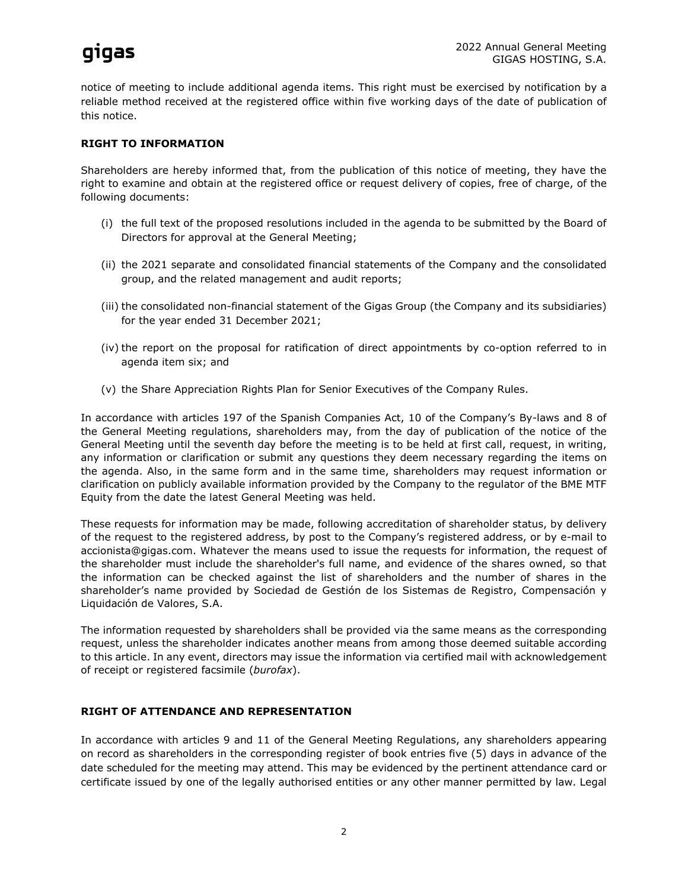notice of meeting to include additional agenda items. This right must be exercised by notification by a reliable method received at the registered office within five working days of the date of publication of this notice.

## RIGHT TO INFORMATION

Shareholders are hereby informed that, from the publication of this notice of meeting, they have the right to examine and obtain at the registered office or request delivery of copies, free of charge, of the following documents:

(i) the full text of the proposed resolutions included in the agenda to be submitted by the Board of Directors for approval at the General Meeting;

(ii) the 2021 separate and consolidated financial statements of the Company and the consolidated group, and the related management and audit reports;

(iii) the consolidated non-financial statement of the Gigas Group (the Company and its subsidiaries) for the year ended 31 December 2021;

(iv) the report on the proposal for ratification of direct appointments by co-option referred to in agenda item six; and

(v) the Share Appreciation Rights Plan for Senior Executives of the Company Rules.

In accordance with articles 197 of the Spanish Companies Act, 10 of the Company's By-laws and 8 of the General Meeting regulations, shareholders may, from the day of publication of the notice of the General Meeting until the seventh day before the meeting is to be held at first call, request, in writing, any information or clarification or submit any questions they deem necessary regarding the items on the agenda. Also, in the same form and in the same time, shareholders may request information or clarification on publicly available information provided by the Company to the regulator of the BME MTF Equity from the date the latest General Meeting was held.

These requests for information may be made, following accreditation of shareholder status, by delivery of the request to the registered address, by post to the Company's registered address, or by e-mail to accionista@gigas.com. Whatever the means used to issue the requests for information, the request of the shareholder must include the shareholder's full name, and evidence of the shares owned, so that the information can be checked against the list of shareholders and the number of shares in the shareholder's name provided by Sociedad de Gestión de los Sistemas de Registro, Compensación y Liquidación de Valores, S.A.

The information requested by shareholders shall be provided via the same means as the corresponding request, unless the shareholder indicates another means from among those deemed suitable according to this article. In any event, directors may issue the information via certified mail with acknowledgement of receipt or registered facsimile (*burofax*).

## RIGHT OF ATTENDANCE AND REPRESENTATION

In accordance with articles 9 and 11 of the General Meeting Regulations, any shareholders appearing on record as shareholders in the corresponding register of book entries five (5) days in advance of the date scheduled for the meeting may attend. This may be evidenced by the pertinent attendance card or certificate issued by one of the legally authorised entities or any other manner permitted by law. Legal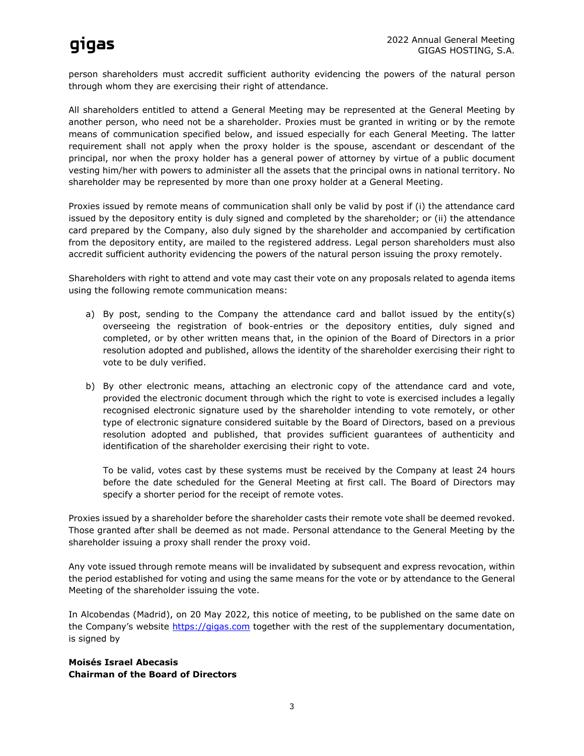person shareholders must accredit sufficient authority evidencing the powers of the natural person through whom they are exercising their right of attendance.

All shareholders entitled to attend a General Meeting may be represented at the General Meeting by another person, who need not be a shareholder. Proxies must be granted in writing or by the remote means of communication specified below, and issued especially for each General Meeting. The latter requirement shall not apply when the proxy holder is the spouse, ascendant or descendant of the principal, nor when the proxy holder has a general power of attorney by virtue of a public document vesting him/her with powers to administer all the assets that the principal owns in national territory. No shareholder may be represented by more than one proxy holder at a General Meeting.

Proxies issued by remote means of communication shall only be valid by post if (i) the attendance card issued by the depository entity is duly signed and completed by the shareholder; or (ii) the attendance card prepared by the Company, also duly signed by the shareholder and accompanied by certification from the depository entity, are mailed to the registered address. Legal person shareholders must also accredit sufficient authority evidencing the powers of the natural person issuing the proxy remotely.

Shareholders with right to attend and vote may cast their vote on any proposals related to agenda items using the following remote communication means:

a) By post, sending to the Company the attendance card and ballot issued by the entity(s) overseeing the registration of book-entries or the depository entities, duly signed and completed, or by other written means that, in the opinion of the Board of Directors in a prior resolution adopted and published, allows the identity of the shareholder exercising their right to vote to be duly verified.

b) By other electronic means, attaching an electronic copy of the attendance card and vote, provided the electronic document through which the right to vote is exercised includes a legally recognised electronic signature used by the shareholder intending to vote remotely, or other type of electronic signature considered suitable by the Board of Directors, based on a previous resolution adopted and published, that provides sufficient guarantees of authenticity and identification of the shareholder exercising their right to vote.

   To be valid, votes cast by these systems must be received by the Company at least 24 hours before the date scheduled for the General Meeting at first call. The Board of Directors may specify a shorter period for the receipt of remote votes.

Proxies issued by a shareholder before the shareholder casts their remote vote shall be deemed revoked. Those granted after shall be deemed as not made. Personal attendance to the General Meeting by the shareholder issuing a proxy shall render the proxy void.

Any vote issued through remote means will be invalidated by subsequent and express revocation, within the period established for voting and using the same means for the vote or by attendance to the General Meeting of the shareholder issuing the vote.

In Alcobendas (Madrid), on 20 May 2022, this notice of meeting, to be published on the same date on the Company's website https://gigas.com together with the rest of the supplementary documentation, is signed by

**Moisés Israel Abecasis**
**Chairman of the Board of Directors**